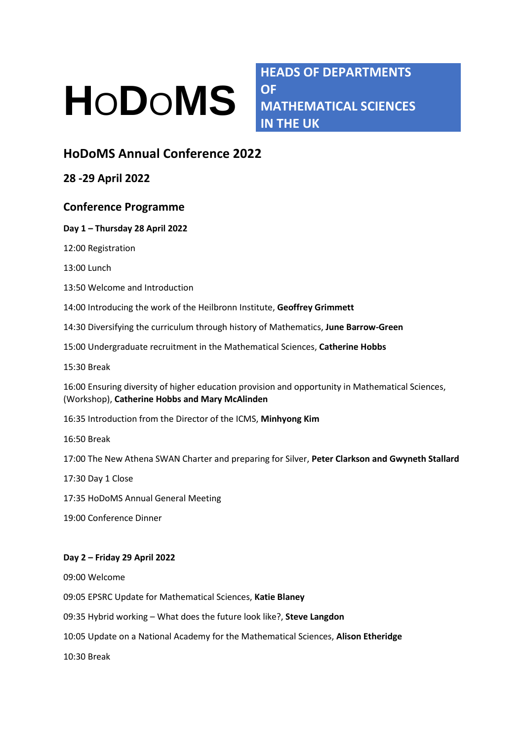# HoDoMS

**HEADS OF DEPARTMENTS OF MATHEMATICAL SCIENCES IN THE UK**

## HoDoMS Annual Conference 2022

## 28 -29 April 2022

## Conference Programme

**Day 1 – Thursday 28 April 2022**

12:00 Registration

13:00 Lunch

13:50 Welcome and Introduction

14:00 Introducing the work of the Heilbronn Institute, **Geoffrey Grimmett**

14:30 Diversifying the curriculum through history of Mathematics, **June Barrow-Green**

15:00 Undergraduate recruitment in the Mathematical Sciences, **Catherine Hobbs**

15:30 Break

16:00 Ensuring diversity of higher education provision and opportunity in Mathematical Sciences, (Workshop), **Catherine Hobbs and Mary McAlinden**

16:35 Introduction from the Director of the ICMS, **Minhyong Kim**

16:50 Break

17:00 The New Athena SWAN Charter and preparing for Silver, **Peter Clarkson and Gwyneth Stallard**

17:30 Day 1 Close

17:35 HoDoMS Annual General Meeting

19:00 Conference Dinner

**Day 2 – Friday 29 April 2022**

09:00 Welcome

09:05 EPSRC Update for Mathematical Sciences, **Katie Blaney**

09:35 Hybrid working – What does the future look like?, **Steve Langdon**

10:05 Update on a National Academy for the Mathematical Sciences, **Alison Etheridge**

10:30 Break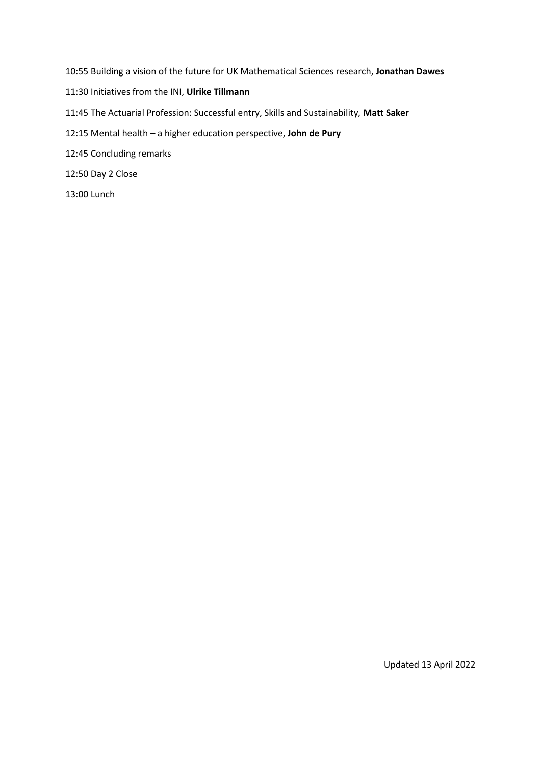10:55 Building a vision of the future for UK Mathematical Sciences research, **Jonathan Dawes**

11:30 Initiatives from the INI, **Ulrike Tillmann**

11:45 The Actuarial Profession: Successful entry, Skills and Sustainability, **Matt Saker**

12:15 Mental health – a higher education perspective, **John de Pury**

12:45 Concluding remarks

12:50 Day 2 Close

13:00 Lunch

Updated 13 April 2022